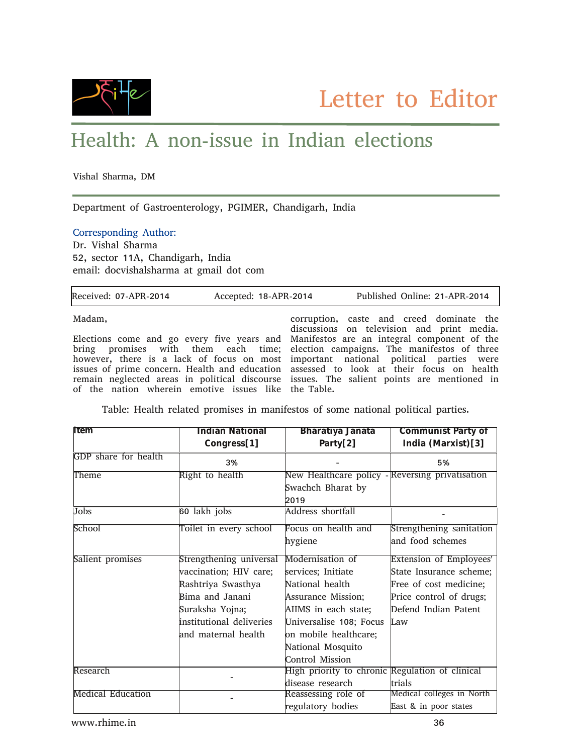Letter to Editor

# Health: A non-issue in Indian elections

Vishal Sharma, DM

Department of Gastroenterology, PGIMER, Chandigarh, India

Corresponding Author:
Dr. Vishal Sharma
52, sector 11A, Chandigarh, India
email: docvishalsharma at gmail dot com

Received: 07-APR-2014 Accepted: 18-APR-2014 Published Online: 21-APR-2014

Madam,

Elections come and go every five years and bring promises with them each time; however, there is a lack of focus on most issues of prime concern. Health and education remain neglected areas in political discourse of the nation wherein emotive issues like corruption, caste and creed dominate the discussions on television and print media. Manifestos are an integral component of the election campaigns. The manifestos of three important national political parties were assessed to look at their focus on health issues. The salient points are mentioned in the Table.

Table: Health related promises in manifestos of some national political parties.

| Item | Indian National Congress[1] | Bharatiya Janata Party[2] | Communist Party of India (Marxist)[3] |
|---|---|---|---|
| GDP share for health | 3% | - | 5% |
| Theme | Right to health | New Healthcare policy - Swachch Bharat by 2019 | Reversing privatisation |
| Jobs | 60 lakh jobs | Address shortfall | - |
| School | Toilet in every school | Focus on health and hygiene | Strengthening sanitation and food schemes |
| Salient promises | Strengthening universal vaccination; HIV care; Rashtriya Swasthya Bima and Janani Suraksha Yojna; institutional deliveries and maternal health | Modernisation of services; Initiate National health Assurance Mission; AIIMS in each state; Universalise 108; Focus on mobile healthcare; National Mosquito Control Mission | Extension of Employees' State Insurance scheme; Free of cost medicine; Price control of drugs; Defend Indian Patent Law |
| Research | - | High priority to chronic disease research | Regulation of clinical trials |
| Medical Education | - | Reassessing role of regulatory bodies | Medical colleges in North East & in poor states |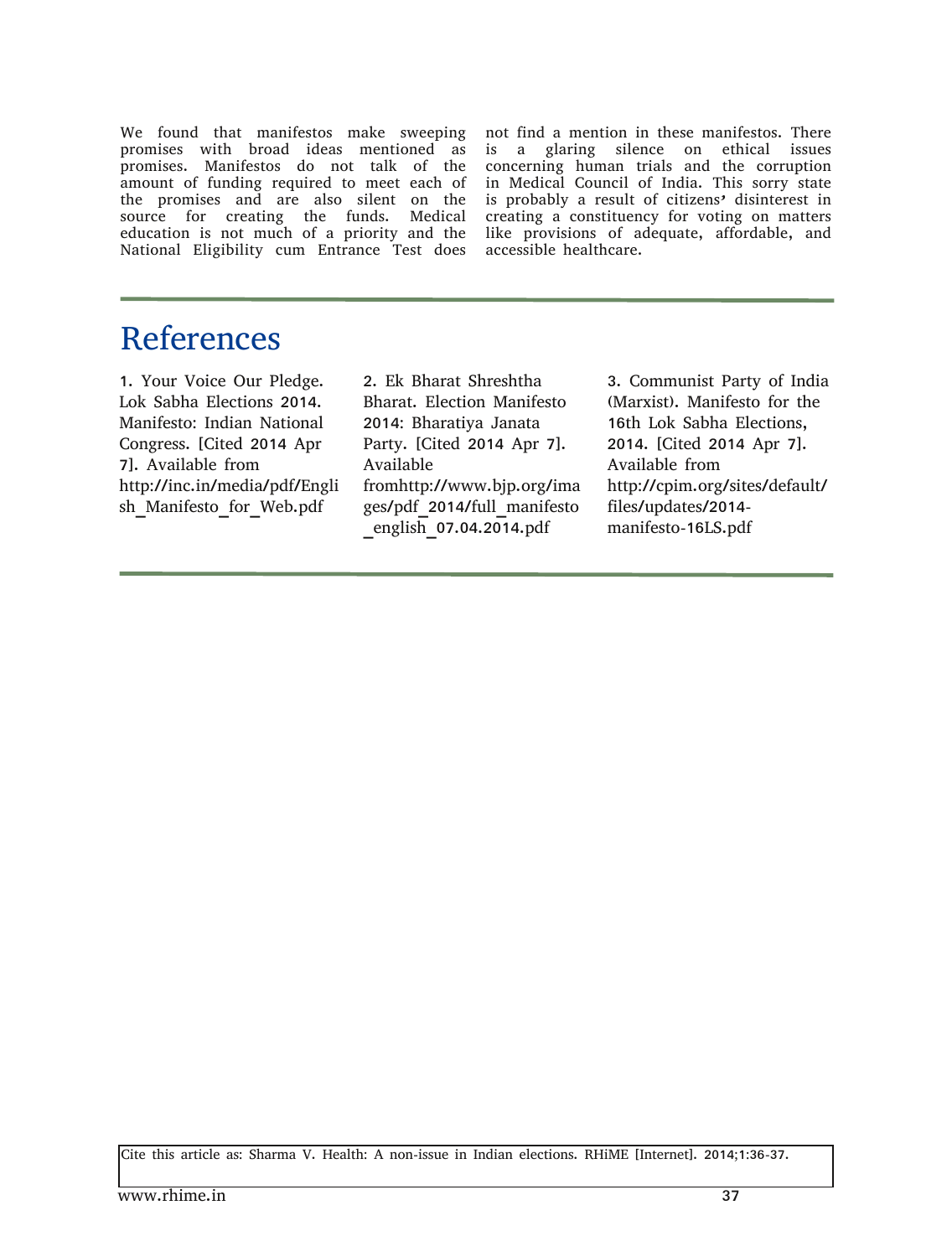We found that manifestos make sweeping promises with broad ideas mentioned as promises. Manifestos do not talk of the amount of funding required to meet each of the promises and are also silent on the source for creating the funds. Medical education is not much of a priority and the National Eligibility cum Entrance Test does not find a mention in these manifestos. There is a glaring silence on ethical issues concerning human trials and the corruption in Medical Council of India. This sorry state is probably a result of citizens' disinterest in creating a constituency for voting on matters like provisions of adequate, affordable, and accessible healthcare.

# References

1. Your Voice Our Pledge. Lok Sabha Elections 2014. Manifesto: Indian National Congress. [Cited 2014 Apr 7]. Available from http://inc.in/media/pdf/English_Manifesto_for_Web.pdf

2. Ek Bharat Shreshtha Bharat. Election Manifesto 2014: Bharatiya Janata Party. [Cited 2014 Apr 7]. Available fromhttp://www.bjp.org/images/pdf_2014/full_manifesto_english_07.04.2014.pdf

3. Communist Party of India (Marxist). Manifesto for the 16th Lok Sabha Elections, 2014. [Cited 2014 Apr 7]. Available from http://cpim.org/sites/default/files/updates/2014-manifesto-16LS.pdf

Cite this article as: Sharma V. Health: A non-issue in Indian elections. RHiME [Internet]. 2014;1:36-37.